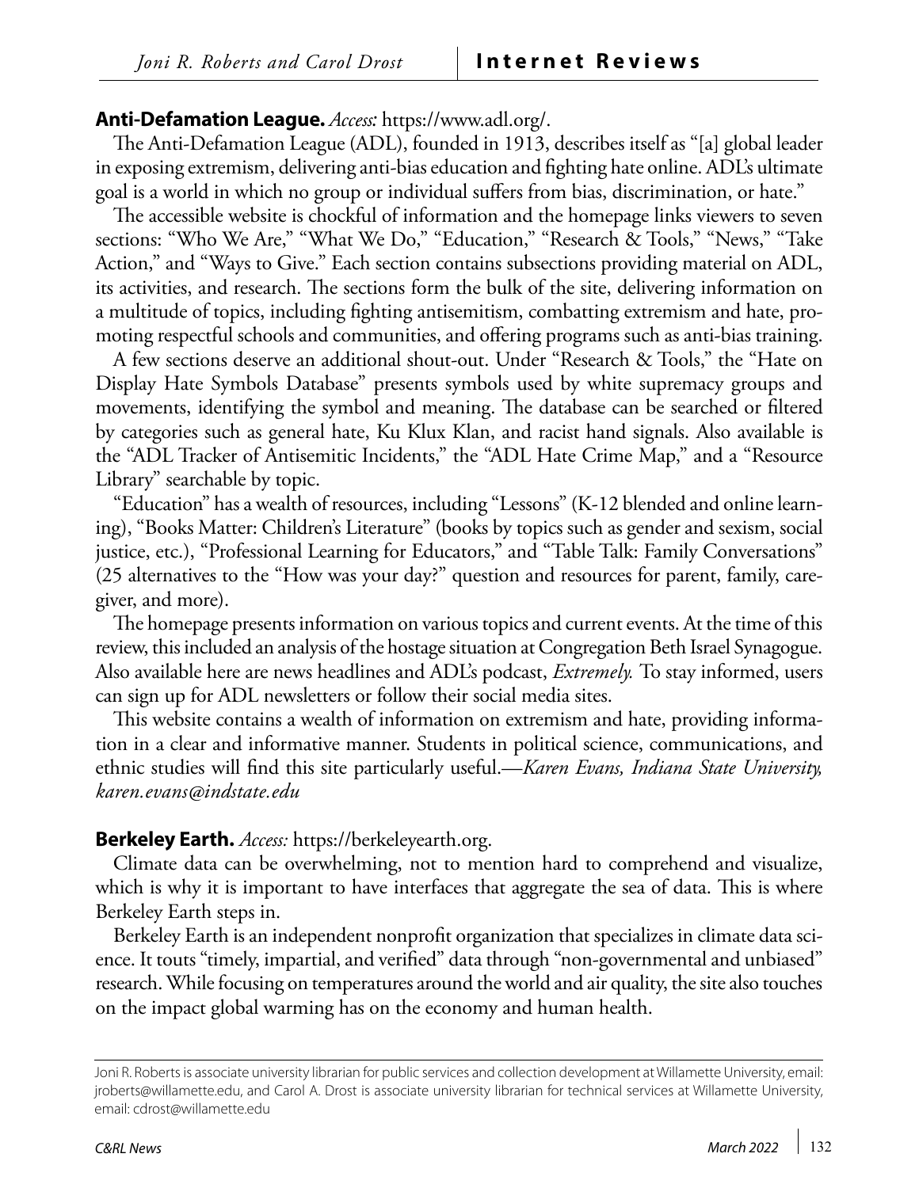**Anti-Defamation League.** *Access:* https://www.adl.org/.

The Anti-Defamation League (ADL), founded in 1913, describes itself as "[a] global leader in exposing extremism, delivering anti-bias education and fighting hate online. ADL's ultimate goal is a world in which no group or individual suffers from bias, discrimination, or hate."

The accessible website is chockful of information and the homepage links viewers to seven sections: "Who We Are," "What We Do," "Education," "Research & Tools," "News," "Take Action," and "Ways to Give." Each section contains subsections providing material on ADL, its activities, and research. The sections form the bulk of the site, delivering information on a multitude of topics, including fighting antisemitism, combatting extremism and hate, promoting respectful schools and communities, and offering programs such as anti-bias training.

A few sections deserve an additional shout-out. Under "Research & Tools," the "Hate on Display Hate Symbols Database" presents symbols used by white supremacy groups and movements, identifying the symbol and meaning. The database can be searched or filtered by categories such as general hate, Ku Klux Klan, and racist hand signals. Also available is the "ADL Tracker of Antisemitic Incidents," the "ADL Hate Crime Map," and a "Resource Library" searchable by topic.

"Education" has a wealth of resources, including "Lessons" (K-12 blended and online learning), "Books Matter: Children's Literature" (books by topics such as gender and sexism, social justice, etc.), "Professional Learning for Educators," and "Table Talk: Family Conversations" (25 alternatives to the "How was your day?" question and resources for parent, family, caregiver, and more).

The homepage presents information on various topics and current events. At the time of this review, this included an analysis of the hostage situation at Congregation Beth Israel Synagogue. Also available here are news headlines and ADL's podcast, *Extremely.* To stay informed, users can sign up for ADL newsletters or follow their social media sites.

This website contains a wealth of information on extremism and hate, providing information in a clear and informative manner. Students in political science, communications, and ethnic studies will find this site particularly useful.—*Karen Evans, Indiana State University, karen.evans@indstate.edu*

**Berkeley Earth.** *Access:* https://berkeleyearth.org.

Climate data can be overwhelming, not to mention hard to comprehend and visualize, which is why it is important to have interfaces that aggregate the sea of data. This is where Berkeley Earth steps in.

Berkeley Earth is an independent nonprofit organization that specializes in climate data science. It touts "timely, impartial, and verified" data through "non-governmental and unbiased" research. While focusing on temperatures around the world and air quality, the site also touches on the impact global warming has on the economy and human health.

---

Joni R. Roberts is associate university librarian for public services and collection development at Willamette University, email: jroberts@willamette.edu, and Carol A. Drost is associate university librarian for technical services at Willamette University, email: cdrost@willamette.edu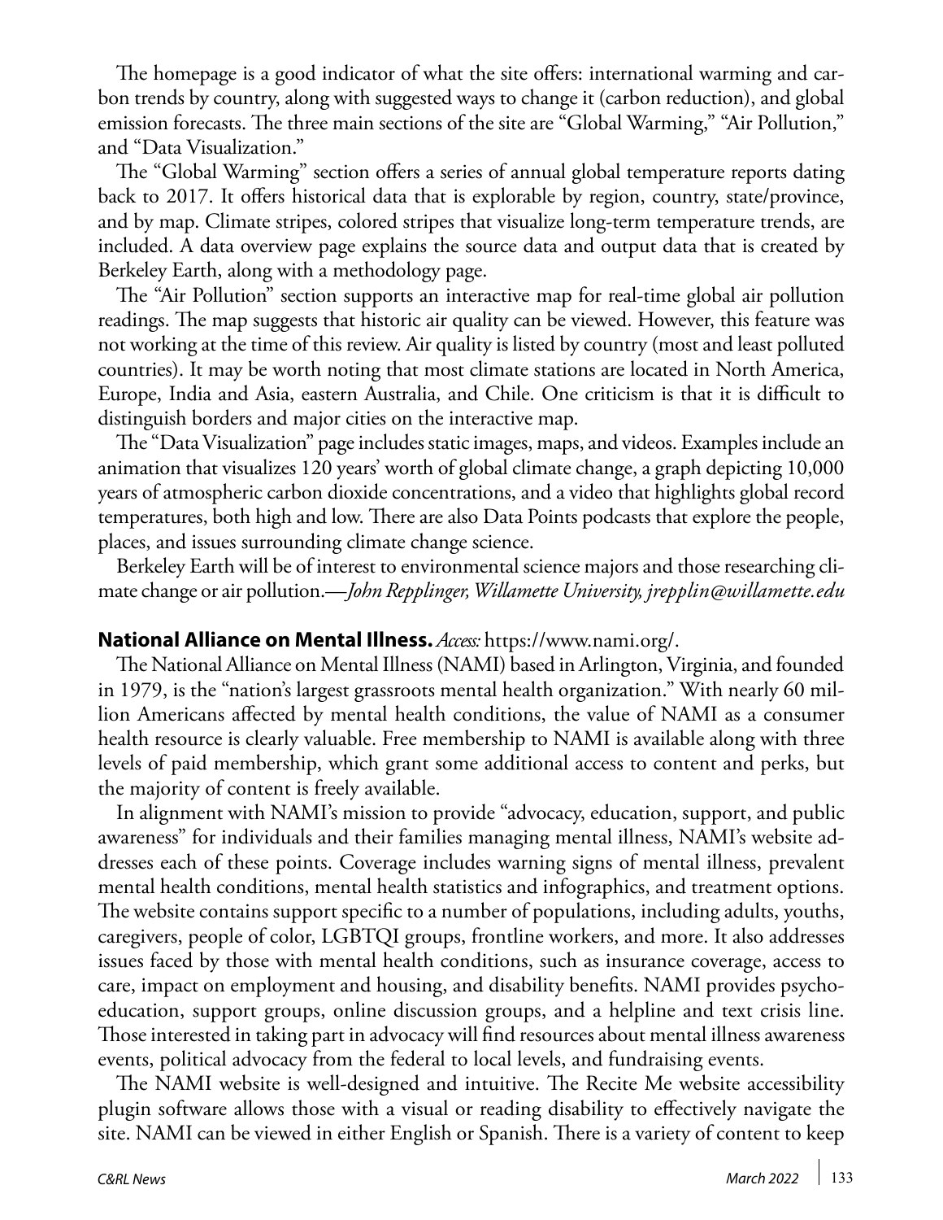The homepage is a good indicator of what the site offers: international warming and carbon trends by country, along with suggested ways to change it (carbon reduction), and global emission forecasts. The three main sections of the site are "Global Warming," "Air Pollution," and "Data Visualization."

The "Global Warming" section offers a series of annual global temperature reports dating back to 2017. It offers historical data that is explorable by region, country, state/province, and by map. Climate stripes, colored stripes that visualize long-term temperature trends, are included. A data overview page explains the source data and output data that is created by Berkeley Earth, along with a methodology page.

The "Air Pollution" section supports an interactive map for real-time global air pollution readings. The map suggests that historic air quality can be viewed. However, this feature was not working at the time of this review. Air quality is listed by country (most and least polluted countries). It may be worth noting that most climate stations are located in North America, Europe, India and Asia, eastern Australia, and Chile. One criticism is that it is difficult to distinguish borders and major cities on the interactive map.

The "Data Visualization" page includes static images, maps, and videos. Examples include an animation that visualizes 120 years' worth of global climate change, a graph depicting 10,000 years of atmospheric carbon dioxide concentrations, and a video that highlights global record temperatures, both high and low. There are also Data Points podcasts that explore the people, places, and issues surrounding climate change science.

Berkeley Earth will be of interest to environmental science majors and those researching climate change or air pollution.—*John Repplinger, Willamette University, jrepplin@willamette.edu*

**National Alliance on Mental Illness.** *Access:* https://www.nami.org/.

The National Alliance on Mental Illness (NAMI) based in Arlington, Virginia, and founded in 1979, is the "nation's largest grassroots mental health organization." With nearly 60 million Americans affected by mental health conditions, the value of NAMI as a consumer health resource is clearly valuable. Free membership to NAMI is available along with three levels of paid membership, which grant some additional access to content and perks, but the majority of content is freely available.

In alignment with NAMI's mission to provide "advocacy, education, support, and public awareness" for individuals and their families managing mental illness, NAMI's website addresses each of these points. Coverage includes warning signs of mental illness, prevalent mental health conditions, mental health statistics and infographics, and treatment options. The website contains support specific to a number of populations, including adults, youths, caregivers, people of color, LGBTQI groups, frontline workers, and more. It also addresses issues faced by those with mental health conditions, such as insurance coverage, access to care, impact on employment and housing, and disability benefits. NAMI provides psychoeducation, support groups, online discussion groups, and a helpline and text crisis line. Those interested in taking part in advocacy will find resources about mental illness awareness events, political advocacy from the federal to local levels, and fundraising events.

The NAMI website is well-designed and intuitive. The Recite Me website accessibility plugin software allows those with a visual or reading disability to effectively navigate the site. NAMI can be viewed in either English or Spanish. There is a variety of content to keep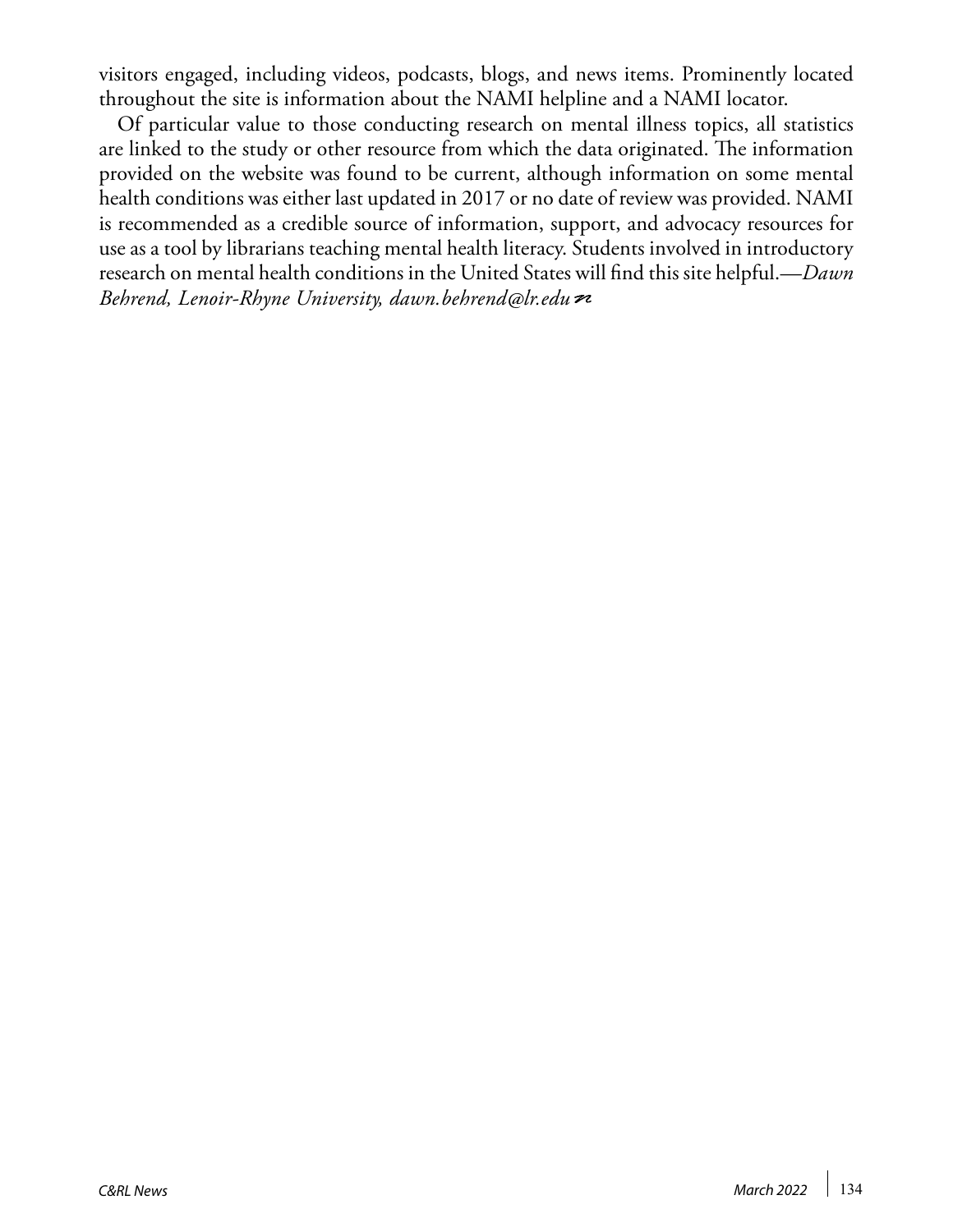visitors engaged, including videos, podcasts, blogs, and news items. Prominently located throughout the site is information about the NAMI helpline and a NAMI locator.

Of particular value to those conducting research on mental illness topics, all statistics are linked to the study or other resource from which the data originated. The information provided on the website was found to be current, although information on some mental health conditions was either last updated in 2017 or no date of review was provided. NAMI is recommended as a credible source of information, support, and advocacy resources for use as a tool by librarians teaching mental health literacy. Students involved in introductory research on mental health conditions in the United States will find this site helpful.—*Dawn Behrend, Lenoir-Rhyne University, dawn.behrend@lr.edu*